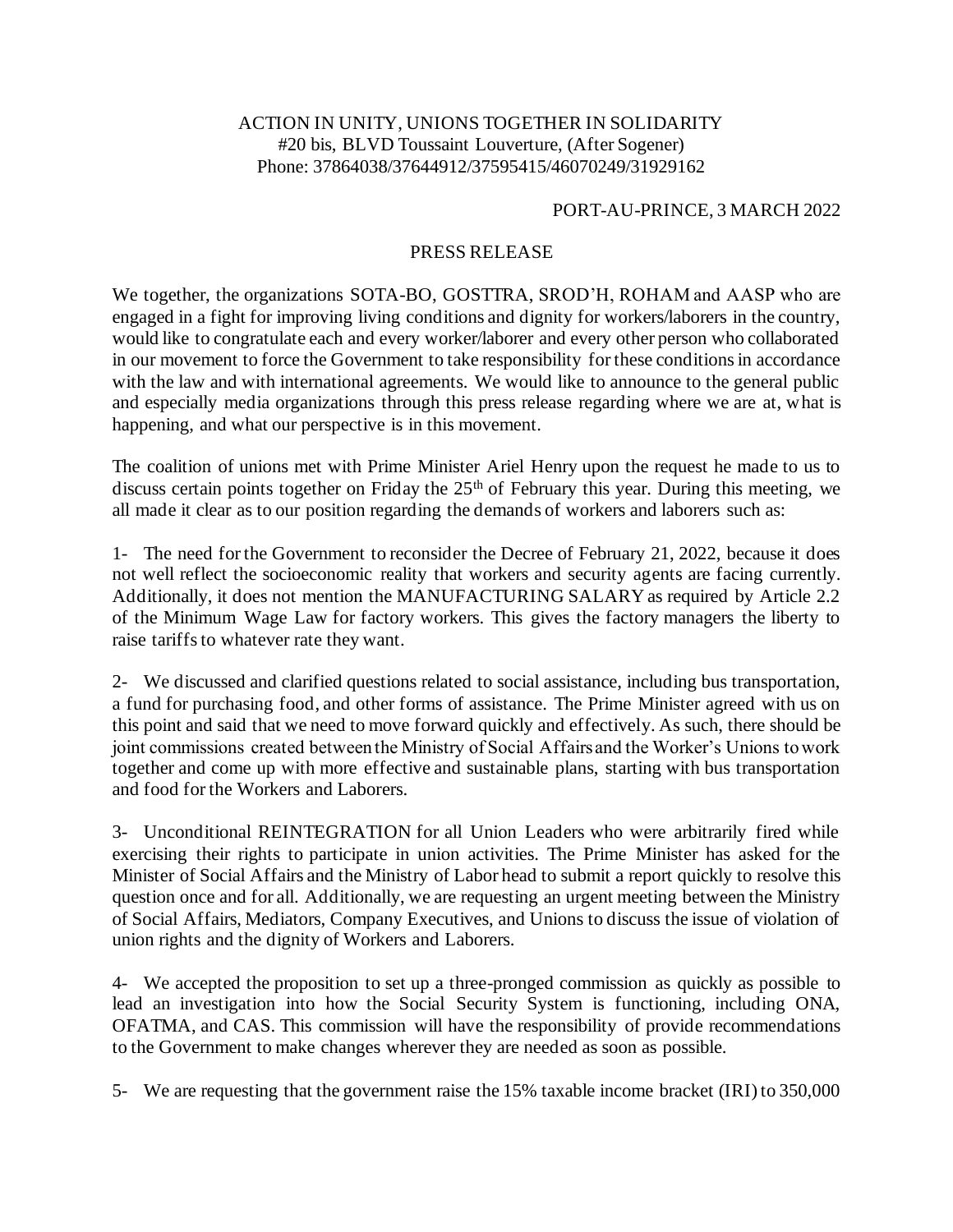ACTION IN UNITY, UNIONS TOGETHER IN SOLIDARITY
#20 bis, BLVD Toussaint Louverture, (After Sogener)
Phone: 37864038/37644912/37595415/46070249/31929162

PORT-AU-PRINCE, 3 MARCH 2022

## PRESS RELEASE

We together, the organizations SOTA-BO, GOSTTRA, SROD'H, ROHAM and AASP who are engaged in a fight for improving living conditions and dignity for workers/laborers in the country, would like to congratulate each and every worker/laborer and every other person who collaborated in our movement to force the Government to take responsibility for these conditions in accordance with the law and with international agreements. We would like to announce to the general public and especially media organizations through this press release regarding where we are at, what is happening, and what our perspective is in this movement.

The coalition of unions met with Prime Minister Ariel Henry upon the request he made to us to discuss certain points together on Friday the 25th of February this year. During this meeting, we all made it clear as to our position regarding the demands of workers and laborers such as:

1- The need for the Government to reconsider the Decree of February 21, 2022, because it does not well reflect the socioeconomic reality that workers and security agents are facing currently. Additionally, it does not mention the MANUFACTURING SALARY as required by Article 2.2 of the Minimum Wage Law for factory workers. This gives the factory managers the liberty to raise tariffs to whatever rate they want.

2- We discussed and clarified questions related to social assistance, including bus transportation, a fund for purchasing food, and other forms of assistance. The Prime Minister agreed with us on this point and said that we need to move forward quickly and effectively. As such, there should be joint commissions created between the Ministry of Social Affairs and the Worker's Unions to work together and come up with more effective and sustainable plans, starting with bus transportation and food for the Workers and Laborers.

3- Unconditional REINTEGRATION for all Union Leaders who were arbitrarily fired while exercising their rights to participate in union activities. The Prime Minister has asked for the Minister of Social Affairs and the Ministry of Labor head to submit a report quickly to resolve this question once and for all. Additionally, we are requesting an urgent meeting between the Ministry of Social Affairs, Mediators, Company Executives, and Unions to discuss the issue of violation of union rights and the dignity of Workers and Laborers.

4- We accepted the proposition to set up a three-pronged commission as quickly as possible to lead an investigation into how the Social Security System is functioning, including ONA, OFATMA, and CAS. This commission will have the responsibility of provide recommendations to the Government to make changes wherever they are needed as soon as possible.

5- We are requesting that the government raise the 15% taxable income bracket (IRI) to 350,000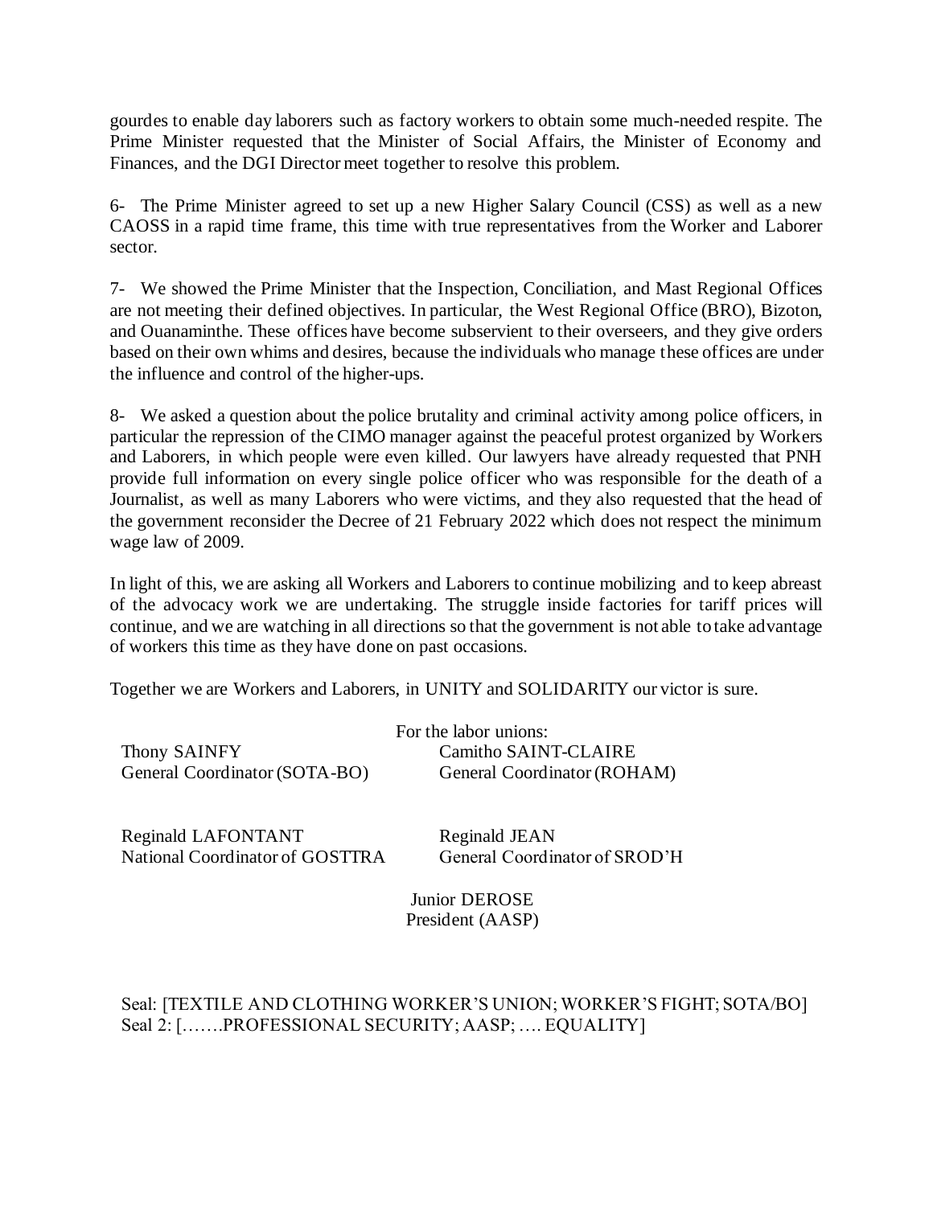gourdes to enable day laborers such as factory workers to obtain some much-needed respite. The Prime Minister requested that the Minister of Social Affairs, the Minister of Economy and Finances, and the DGI Director meet together to resolve this problem.

6- The Prime Minister agreed to set up a new Higher Salary Council (CSS) as well as a new CAOSS in a rapid time frame, this time with true representatives from the Worker and Laborer sector.

7- We showed the Prime Minister that the Inspection, Conciliation, and Mast Regional Offices are not meeting their defined objectives. In particular, the West Regional Office (BRO), Bizoton, and Ouanaminthe. These offices have become subservient to their overseers, and they give orders based on their own whims and desires, because the individuals who manage these offices are under the influence and control of the higher-ups.

8- We asked a question about the police brutality and criminal activity among police officers, in particular the repression of the CIMO manager against the peaceful protest organized by Workers and Laborers, in which people were even killed. Our lawyers have already requested that PNH provide full information on every single police officer who was responsible for the death of a Journalist, as well as many Laborers who were victims, and they also requested that the head of the government reconsider the Decree of 21 February 2022 which does not respect the minimum wage law of 2009.

In light of this, we are asking all Workers and Laborers to continue mobilizing and to keep abreast of the advocacy work we are undertaking. The struggle inside factories for tariff prices will continue, and we are watching in all directions so that the government is not able to take advantage of workers this time as they have done on past occasions.

Together we are Workers and Laborers, in UNITY and SOLIDARITY our victor is sure.

For the labor unions:

Thony SAINFY
General Coordinator (SOTA-BO)

Camitho SAINT-CLAIRE
General Coordinator (ROHAM)

Reginald LAFONTANT
National Coordinator of GOSTTRA

Reginald JEAN
General Coordinator of SROD'H

Junior DEROSE
President (AASP)

Seal: [TEXTILE AND CLOTHING WORKER'S UNION; WORKER'S FIGHT; SOTA/BO]
Seal 2: […….PROFESSIONAL SECURITY; AASP; …. EQUALITY]